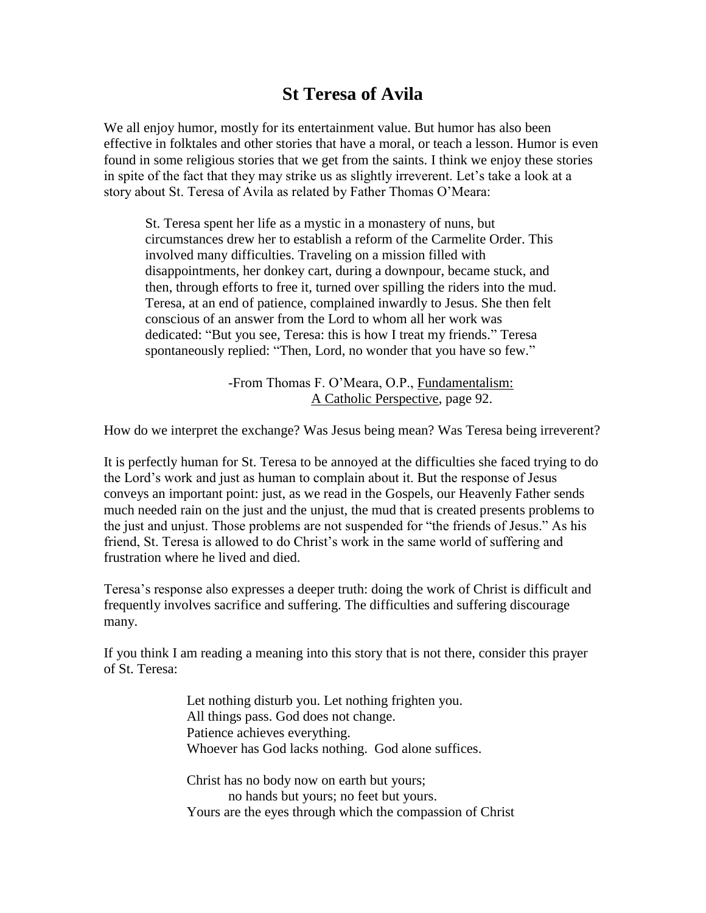# St Teresa of Avila

We all enjoy humor, mostly for its entertainment value. But humor has also been effective in folktales and other stories that have a moral, or teach a lesson. Humor is even found in some religious stories that we get from the saints. I think we enjoy these stories in spite of the fact that they may strike us as slightly irreverent. Let's take a look at a story about St. Teresa of Avila as related by Father Thomas O'Meara:

> St. Teresa spent her life as a mystic in a monastery of nuns, but circumstances drew her to establish a reform of the Carmelite Order. This involved many difficulties. Traveling on a mission filled with disappointments, her donkey cart, during a downpour, became stuck, and then, through efforts to free it, turned over spilling the riders into the mud. Teresa, at an end of patience, complained inwardly to Jesus. She then felt conscious of an answer from the Lord to whom all her work was dedicated: "But you see, Teresa: this is how I treat my friends." Teresa spontaneously replied: "Then, Lord, no wonder that you have so few."
>
> -From Thomas F. O'Meara, O.P., Fundamentalism: A Catholic Perspective, page 92.

How do we interpret the exchange? Was Jesus being mean? Was Teresa being irreverent?

It is perfectly human for St. Teresa to be annoyed at the difficulties she faced trying to do the Lord's work and just as human to complain about it. But the response of Jesus conveys an important point: just, as we read in the Gospels, our Heavenly Father sends much needed rain on the just and the unjust, the mud that is created presents problems to the just and unjust. Those problems are not suspended for "the friends of Jesus." As his friend, St. Teresa is allowed to do Christ's work in the same world of suffering and frustration where he lived and died.

Teresa's response also expresses a deeper truth: doing the work of Christ is difficult and frequently involves sacrifice and suffering. The difficulties and suffering discourage many.

If you think I am reading a meaning into this story that is not there, consider this prayer of St. Teresa:

> Let nothing disturb you. Let nothing frighten you.
> All things pass. God does not change.
> Patience achieves everything.
> Whoever has God lacks nothing. God alone suffices.
>
> Christ has no body now on earth but yours;
> no hands but yours; no feet but yours.
> Yours are the eyes through which the compassion of Christ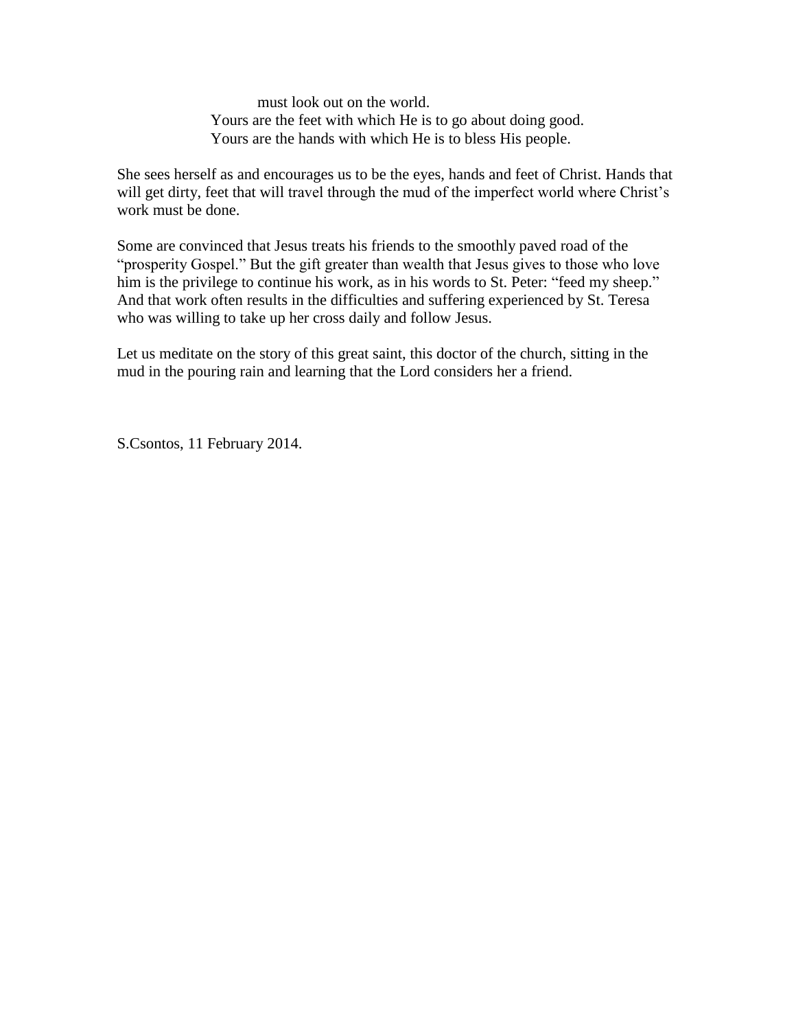must look out on the world.  
Yours are the feet with which He is to go about doing good.  
Yours are the hands with which He is to bless His people.

She sees herself as and encourages us to be the eyes, hands and feet of Christ. Hands that will get dirty, feet that will travel through the mud of the imperfect world where Christ's work must be done.

Some are convinced that Jesus treats his friends to the smoothly paved road of the "prosperity Gospel." But the gift greater than wealth that Jesus gives to those who love him is the privilege to continue his work, as in his words to St. Peter: "feed my sheep." And that work often results in the difficulties and suffering experienced by St. Teresa who was willing to take up her cross daily and follow Jesus.

Let us meditate on the story of this great saint, this doctor of the church, sitting in the mud in the pouring rain and learning that the Lord considers her a friend.

S.Csontos, 11 February 2014.